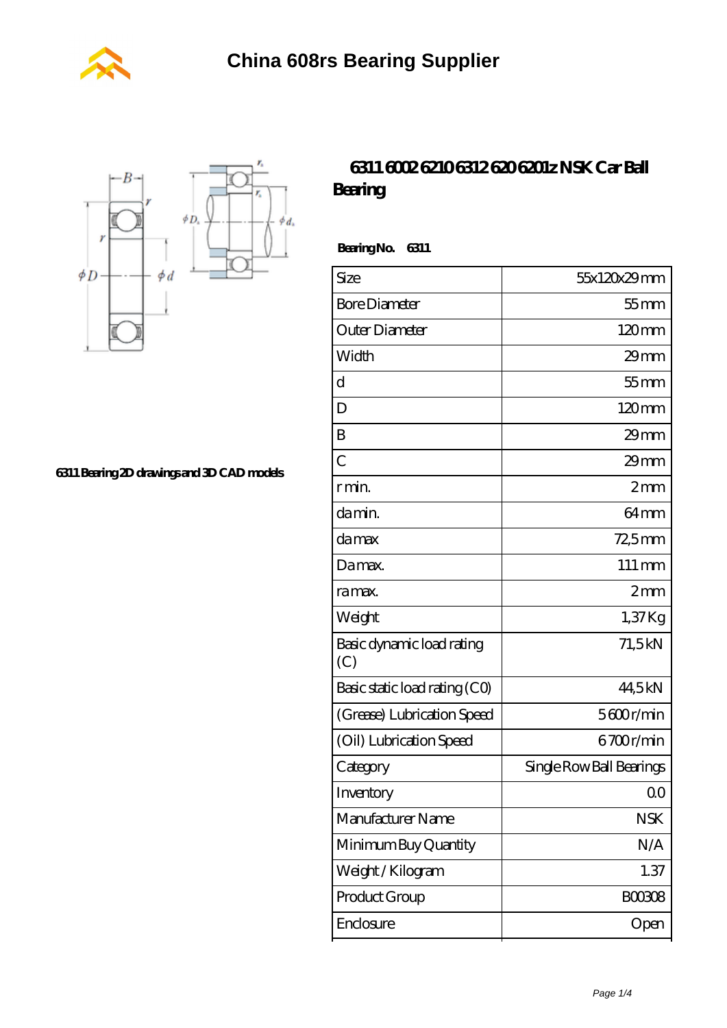# China 608rs Bearing Supplier

6311 Bearing 2D drawings and 3D CAD models

## 6311 6002 6210 6312 620 6201z NSK Car Ball Bearing

**Bearing No.** 6311

| | |
|---|---|
| Size | 55x120x29 mm |
| Bore Diameter | 55 mm |
| Outer Diameter | 120 mm |
| Width | 29 mm |
| d | 55 mm |
| D | 120 mm |
| B | 29 mm |
| C | 29 mm |
| r min. | 2 mm |
| da min. | 64 mm |
| da max | 72,5 mm |
| Da max. | 111 mm |
| ra max. | 2 mm |
| Weight | 1,37 Kg |
| Basic dynamic load rating (C) | 71,5 kN |
| Basic static load rating (C0) | 44,5 kN |
| (Grease) Lubrication Speed | 5 600 r/min |
| (Oil) Lubrication Speed | 6 700 r/min |
| Category | Single Row Ball Bearings |
| Inventory | 0.0 |
| Manufacturer Name | NSK |
| Minimum Buy Quantity | N/A |
| Weight / Kilogram | 1.37 |
| Product Group | B00308 |
| Enclosure | Open |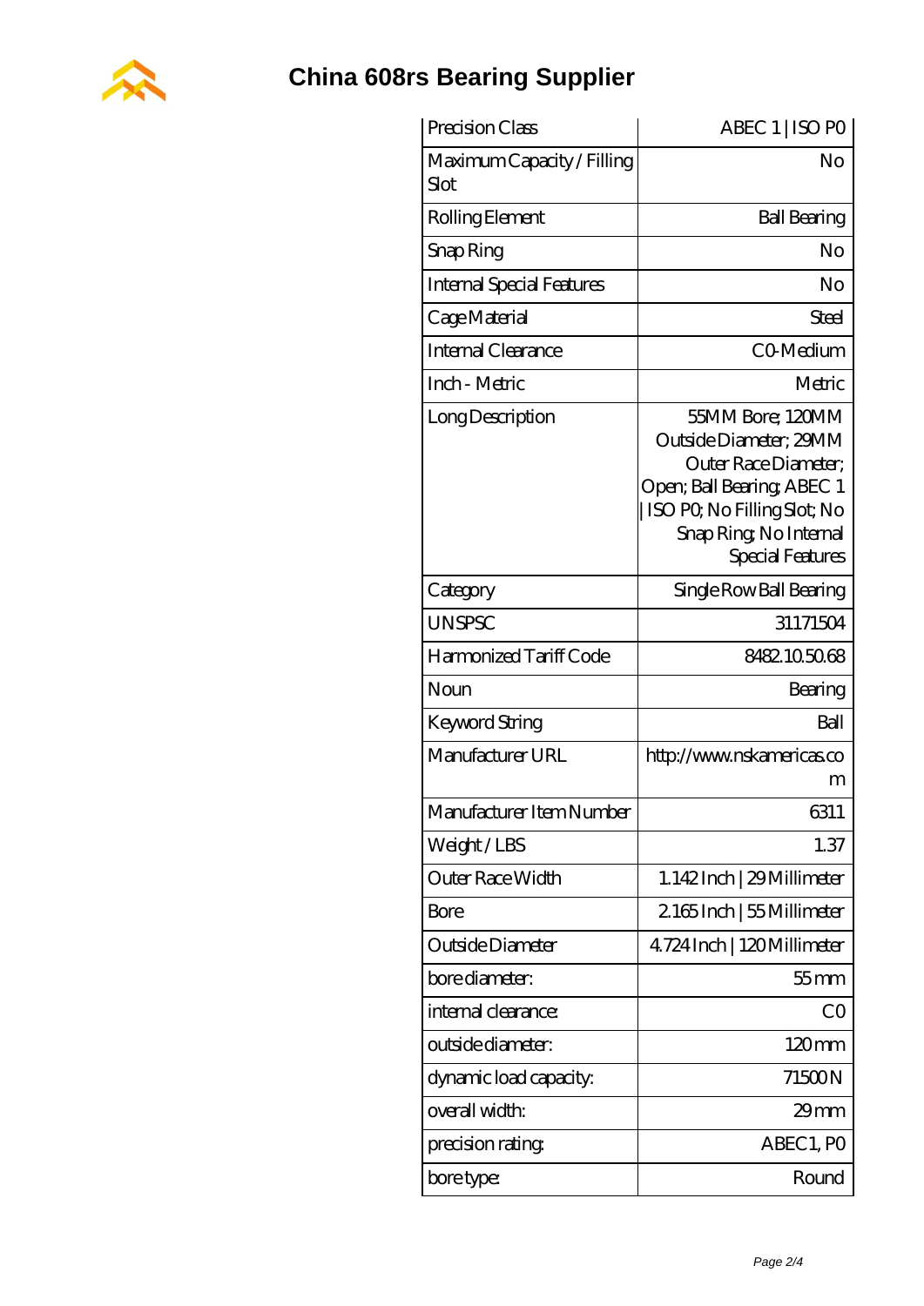# China 608rs Bearing Supplier

| Precision Class | ABEC 1 \| ISO P0 |
|---|---|
| Maximum Capacity / Filling Slot | No |
| Rolling Element | Ball Bearing |
| Snap Ring | No |
| Internal Special Features | No |
| Cage Material | Steel |
| Internal Clearance | C0-Medium |
| Inch - Metric | Metric |
| Long Description | 55MM Bore; 120MM Outside Diameter; 29MM Outer Race Diameter; Open; Ball Bearing; ABEC 1 \| ISO P0; No Filling Slot; No Snap Ring; No Internal Special Features |
| Category | Single Row Ball Bearing |
| UNSPSC | 31171504 |
| Harmonized Tariff Code | 8482.10.50.68 |
| Noun | Bearing |
| Keyword String | Ball |
| Manufacturer URL | http://www.nskamericas.com |
| Manufacturer Item Number | 6311 |
| Weight / LBS | 1.37 |
| Outer Race Width | 1.142 Inch \| 29 Millimeter |
| Bore | 2.165 Inch \| 55 Millimeter |
| Outside Diameter | 4.724 Inch \| 120 Millimeter |
| bore diameter: | 55 mm |
| internal clearance: | C0 |
| outside diameter: | 120 mm |
| dynamic load capacity: | 71500 N |
| overall width: | 29 mm |
| precision rating: | ABEC1, P0 |
| bore type: | Round |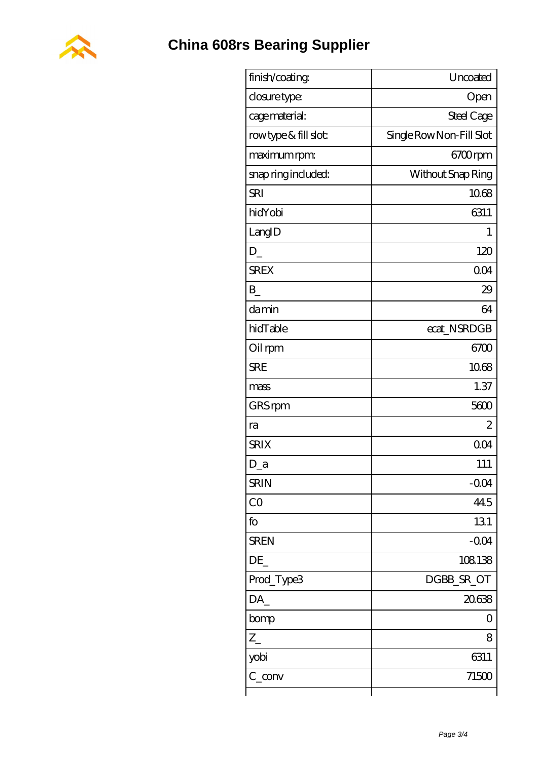# China 608rs Bearing Supplier

| | |
|---|---|
| finish/coating: | Uncoated |
| closure type: | Open |
| cage material: | Steel Cage |
| row type & fill slot: | Single Row Non-Fill Slot |
| maximum rpm: | 6700 rpm |
| snap ring included: | Without Snap Ring |
| SRI | 10.68 |
| hidYobi | 6311 |
| LangID | 1 |
| D_ | 120 |
| SREX | 0.04 |
| B_ | 29 |
| da min | 64 |
| hidTable | ecat_NSRDGB |
| Oil rpm | 6700 |
| SRE | 10.68 |
| mass | 1.37 |
| GRS rpm | 5600 |
| ra | 2 |
| SRIX | 0.04 |
| D_a | 111 |
| SRIN | -0.04 |
| C0 | 44.5 |
| fo | 13.1 |
| SREN | -0.04 |
| DE_ | 108.138 |
| Prod_Type3 | DGBB_SR_OT |
| DA_ | 20.638 |
| bomp | 0 |
| Z_ | 8 |
| yobi | 6311 |
| C_conv | 71500 |
| | |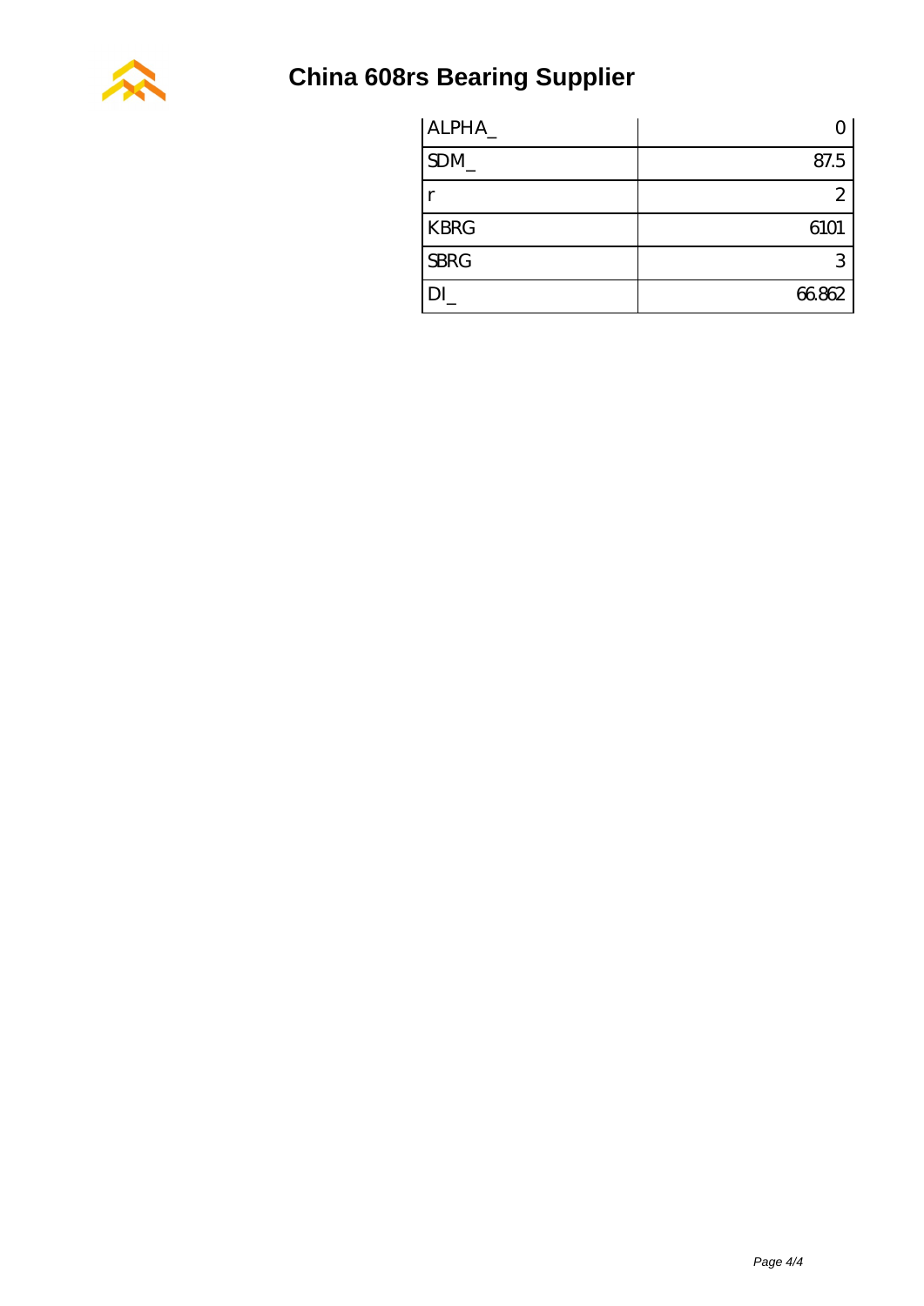# China 608rs Bearing Supplier

| | |
|---|---|
| ALPHA_ | 0 |
| SDM_ | 87.5 |
| r | 2 |
| KBRG | 6101 |
| SBRG | 3 |
| DI_ | 66.862 |